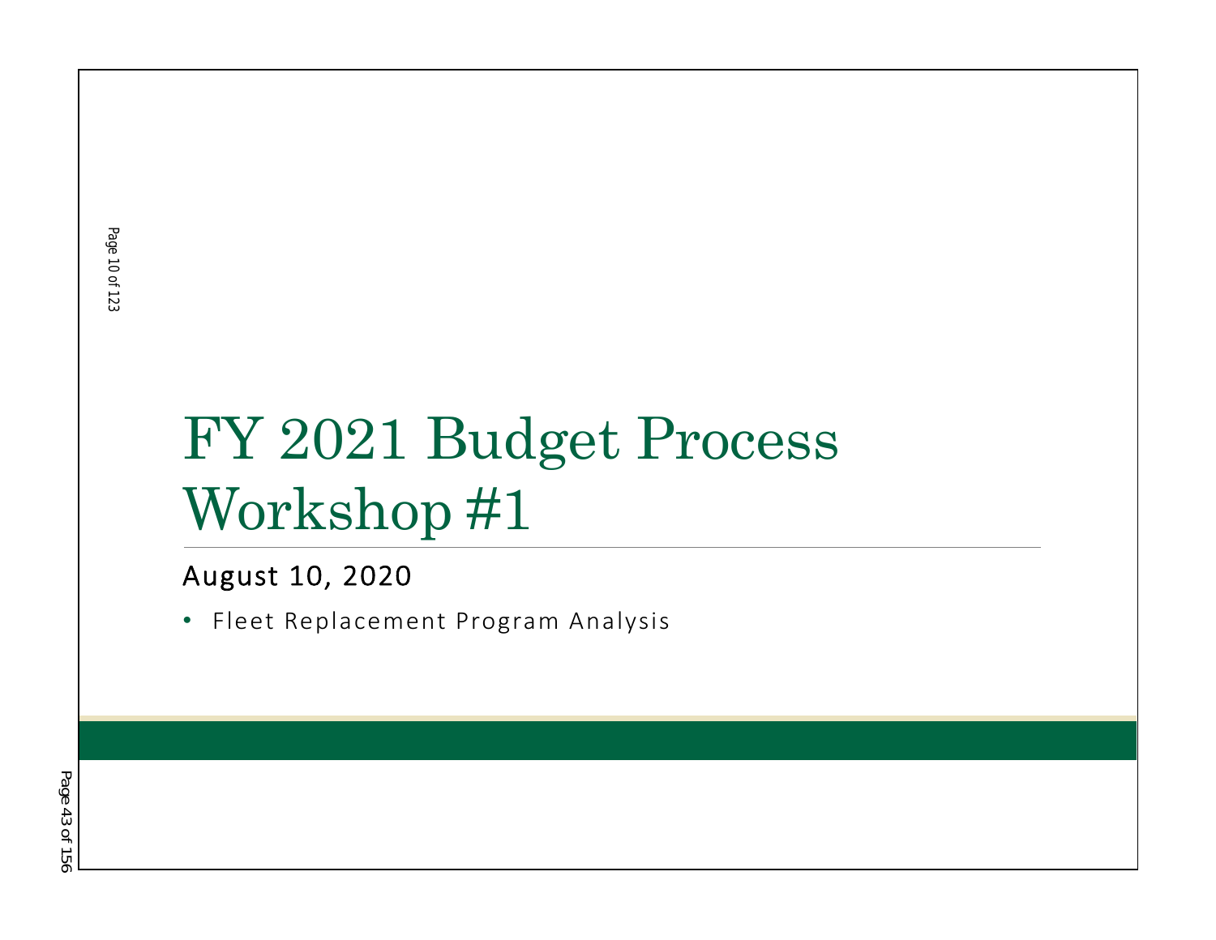# FY 2021 Budget Process Workshop #1

August 10, 2020

- Fleet Replacement Program Analysis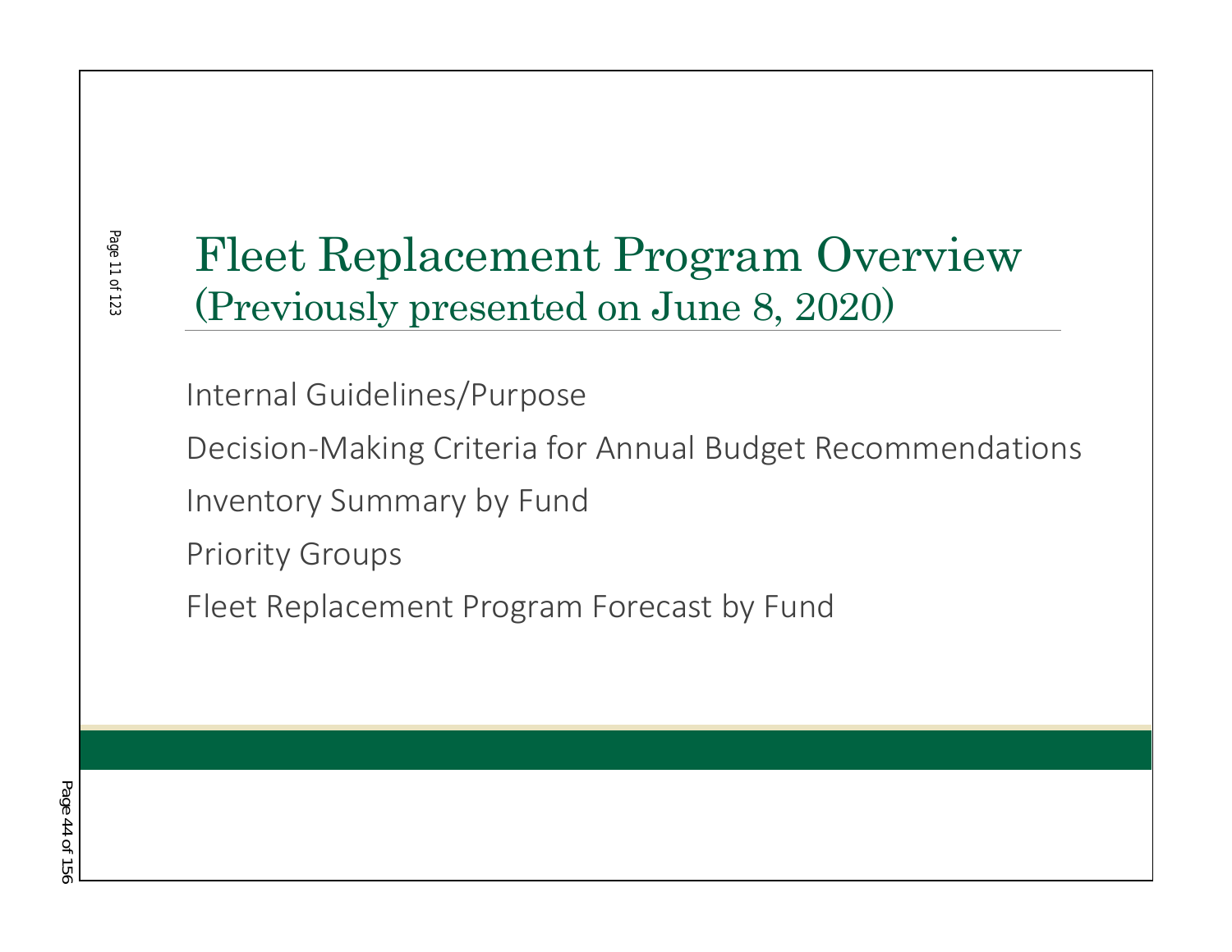# Fleet Replacement Program Overview
## (Previously presented on June 8, 2020)

Internal Guidelines/Purpose

Decision-Making Criteria for Annual Budget Recommendations

Inventory Summary by Fund

Priority Groups

Fleet Replacement Program Forecast by Fund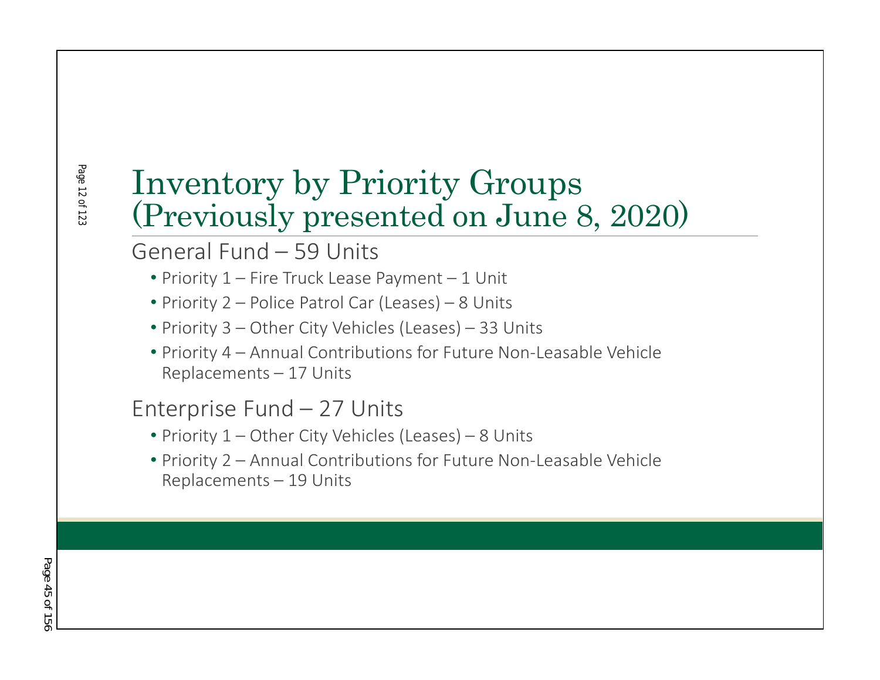# Inventory by Priority Groups (Previously presented on June 8, 2020)

General Fund – 59 Units

- Priority 1 – Fire Truck Lease Payment – 1 Unit
- Priority 2 – Police Patrol Car (Leases) – 8 Units
- Priority 3 – Other City Vehicles (Leases) – 33 Units
- Priority 4 – Annual Contributions for Future Non-Leasable Vehicle Replacements – 17 Units

Enterprise Fund – 27 Units

- Priority 1 – Other City Vehicles (Leases) – 8 Units
- Priority 2 – Annual Contributions for Future Non-Leasable Vehicle Replacements – 19 Units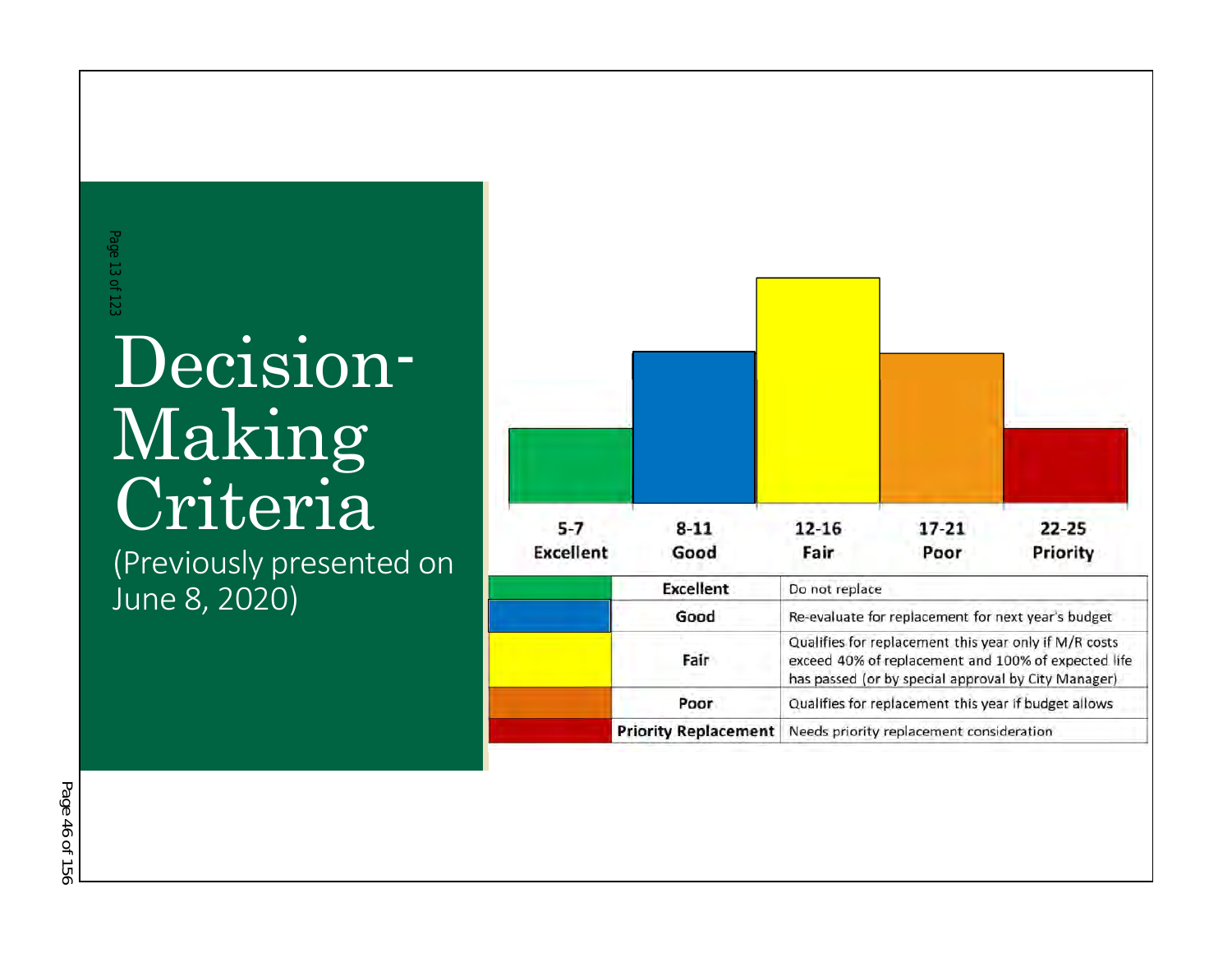# Decision-Making Criteria

(Previously presented on June 8, 2020)

| 5-7 | 8-11 | 12-16 | 17-21 | 22-25 |
|---|---|---|---|---|
| Excellent | Good | Fair | Poor | Priority |

| Color | Rating | Action |
|---|---|---|
| Green | Excellent | Do not replace |
| Blue | Good | Re-evaluate for replacement for next year's budget |
| Yellow | Fair | Qualifies for replacement this year only if M/R costs exceed 40% of replacement and 100% of expected life has passed (or by special approval by City Manager) |
| Orange | Poor | Qualifies for replacement this year if budget allows |
| Red | **Priority Replacement** | Needs priority replacement consideration |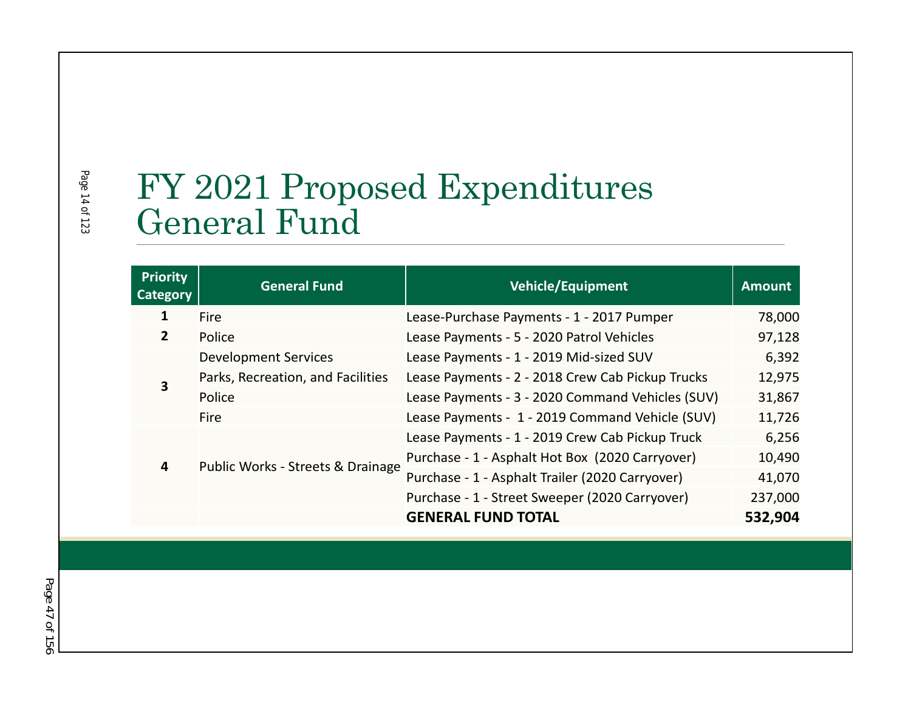# FY 2021 Proposed Expenditures General Fund

| Priority Category | General Fund | Vehicle/Equipment | Amount |
|---|---|---|---|
| 1 | Fire | Lease-Purchase Payments - 1 - 2017 Pumper | 78,000 |
| 2 | Police | Lease Payments - 5 - 2020 Patrol Vehicles | 97,128 |
| 3 | Development Services | Lease Payments - 1 - 2019 Mid-sized SUV | 6,392 |
| | Parks, Recreation, and Facilities | Lease Payments - 2 - 2018 Crew Cab Pickup Trucks | 12,975 |
| | Police | Lease Payments - 3 - 2020 Command Vehicles (SUV) | 31,867 |
| | Fire | Lease Payments - 1 - 2019 Command Vehicle (SUV) | 11,726 |
| 4 | Public Works - Streets & Drainage | Lease Payments - 1 - 2019 Crew Cab Pickup Truck | 6,256 |
| | | Purchase - 1 - Asphalt Hot Box (2020 Carryover) | 10,490 |
| | | Purchase - 1 - Asphalt Trailer (2020 Carryover) | 41,070 |
| | | Purchase - 1 - Street Sweeper (2020 Carryover) | 237,000 |
| | | **GENERAL FUND TOTAL** | **532,904** |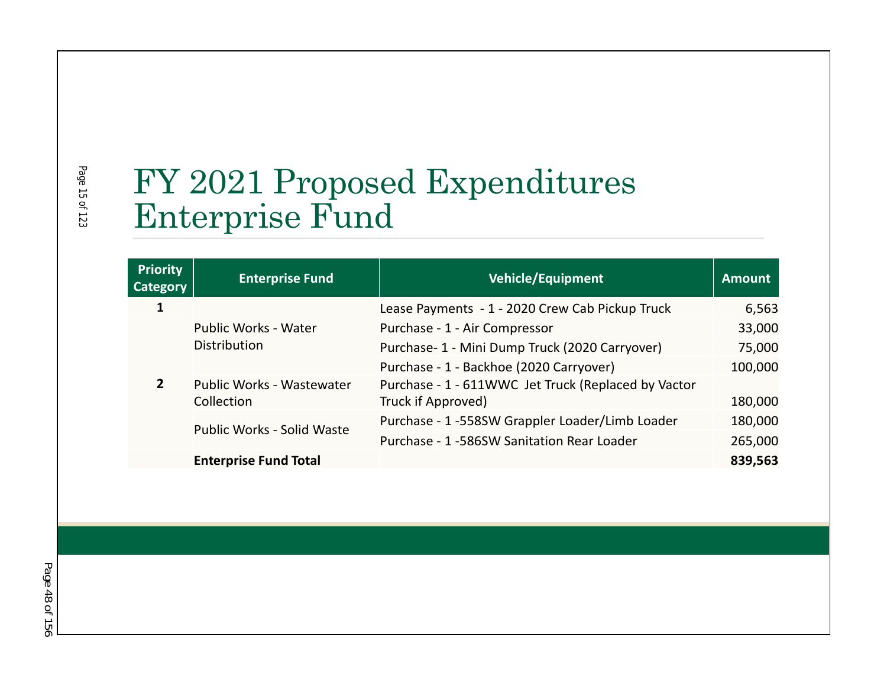# FY 2021 Proposed Expenditures Enterprise Fund

| Priority Category | Enterprise Fund | Vehicle/Equipment | Amount |
|---|---|---|---|
| 1 | Public Works - Water Distribution | Lease Payments - 1 - 2020 Crew Cab Pickup Truck | 6,563 |
| | | Purchase - 1 - Air Compressor | 33,000 |
| | | Purchase- 1 - Mini Dump Truck (2020 Carryover) | 75,000 |
| | | Purchase - 1 - Backhoe (2020 Carryover) | 100,000 |
| 2 | Public Works - Wastewater Collection | Purchase - 1 - 611WWC Jet Truck (Replaced by Vactor Truck if Approved) | 180,000 |
| | Public Works - Solid Waste | Purchase - 1 -558SW Grappler Loader/Limb Loader | 180,000 |
| | | Purchase - 1 -586SW Sanitation Rear Loader | 265,000 |
| | **Enterprise Fund Total** | | **839,563** |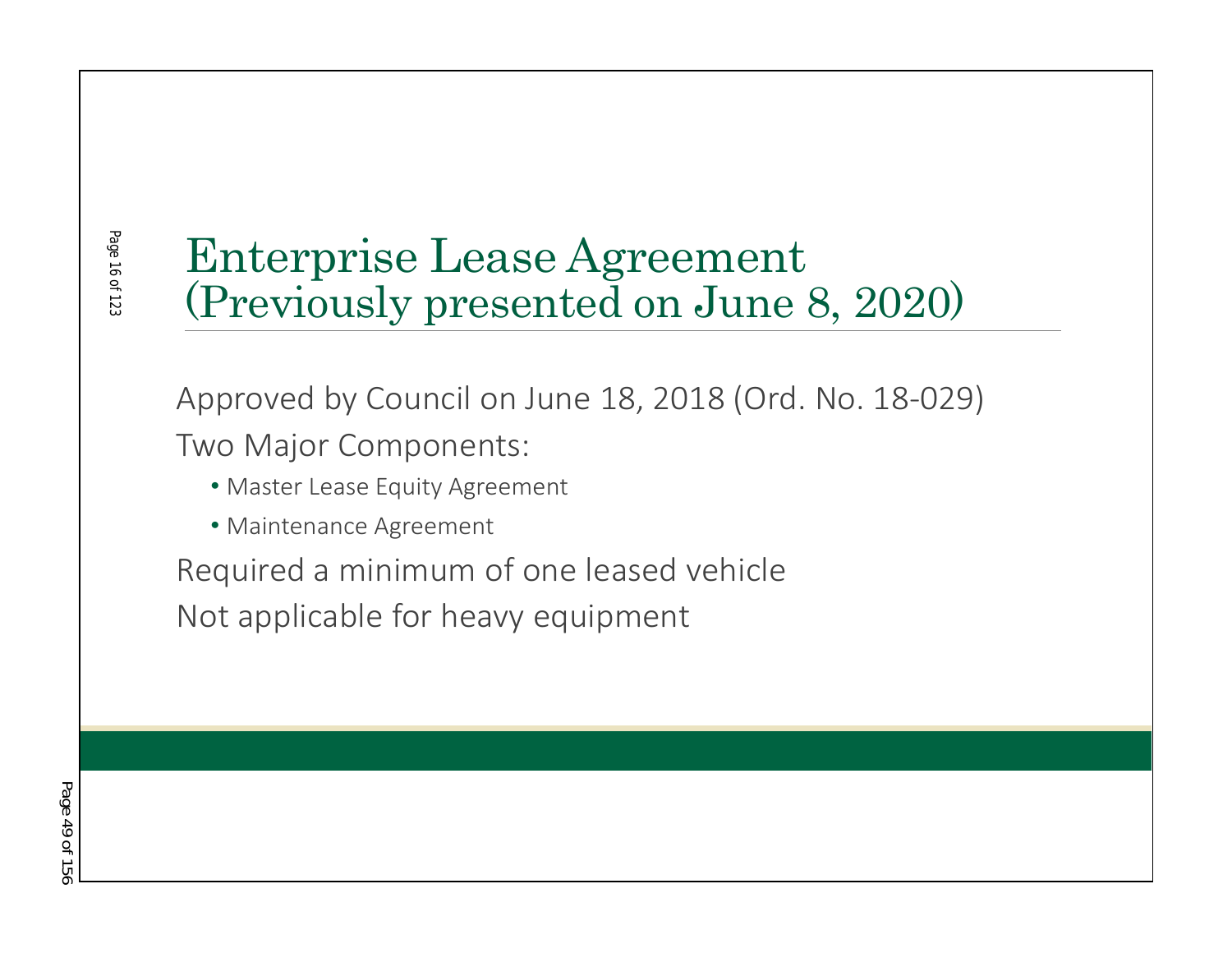# Enterprise Lease Agreement (Previously presented on June 8, 2020)

Approved by Council on June 18, 2018 (Ord. No. 18-029)

Two Major Components:

- Master Lease Equity Agreement
- Maintenance Agreement

Required a minimum of one leased vehicle

Not applicable for heavy equipment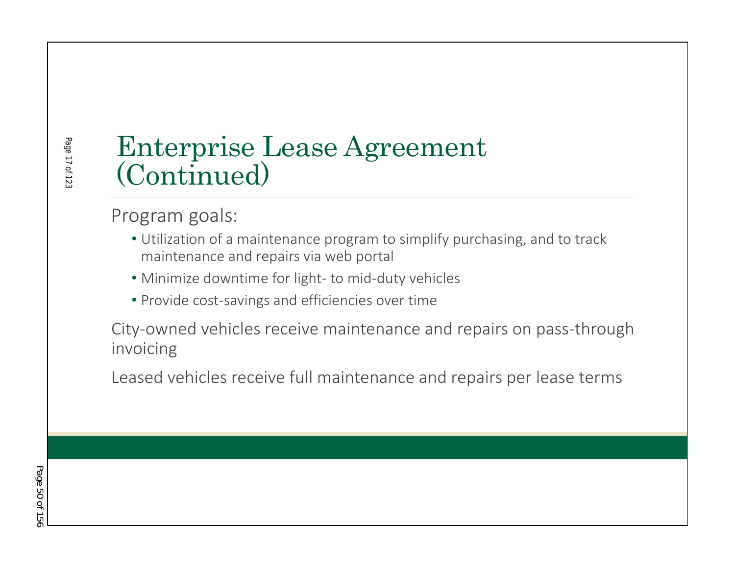# Enterprise Lease Agreement (Continued)

Program goals:

- Utilization of a maintenance program to simplify purchasing, and to track maintenance and repairs via web portal
- Minimize downtime for light- to mid-duty vehicles
- Provide cost-savings and efficiencies over time

City-owned vehicles receive maintenance and repairs on pass-through invoicing

Leased vehicles receive full maintenance and repairs per lease terms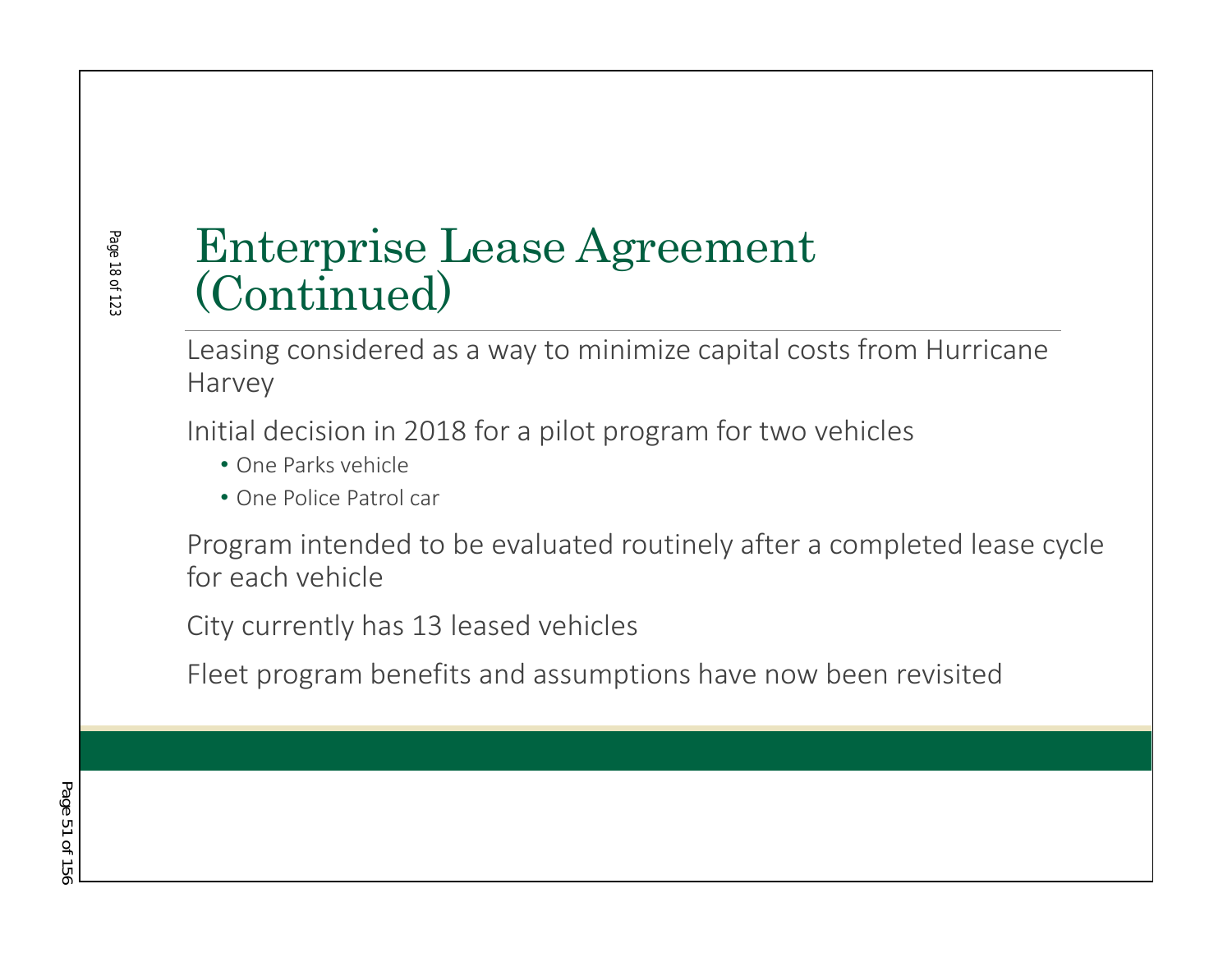# Enterprise Lease Agreement (Continued)

Leasing considered as a way to minimize capital costs from Hurricane Harvey

Initial decision in 2018 for a pilot program for two vehicles

- One Parks vehicle
- One Police Patrol car

Program intended to be evaluated routinely after a completed lease cycle for each vehicle

City currently has 13 leased vehicles

Fleet program benefits and assumptions have now been revisited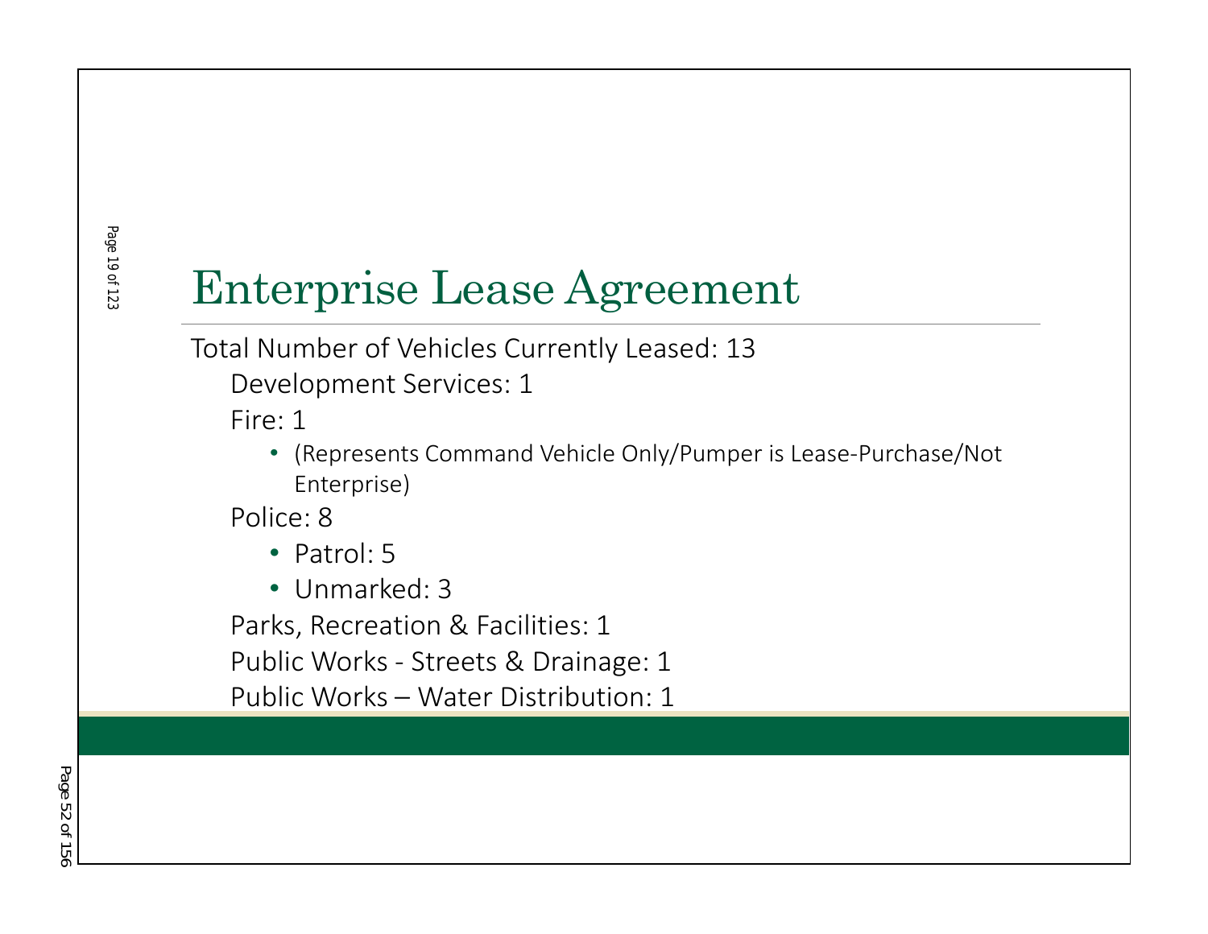# Enterprise Lease Agreement

Total Number of Vehicles Currently Leased: 13

- Development Services: 1
- Fire: 1
  - (Represents Command Vehicle Only/Pumper is Lease-Purchase/Not Enterprise)
- Police: 8
  - Patrol: 5
  - Unmarked: 3
- Parks, Recreation & Facilities: 1
- Public Works - Streets & Drainage: 1
- Public Works – Water Distribution: 1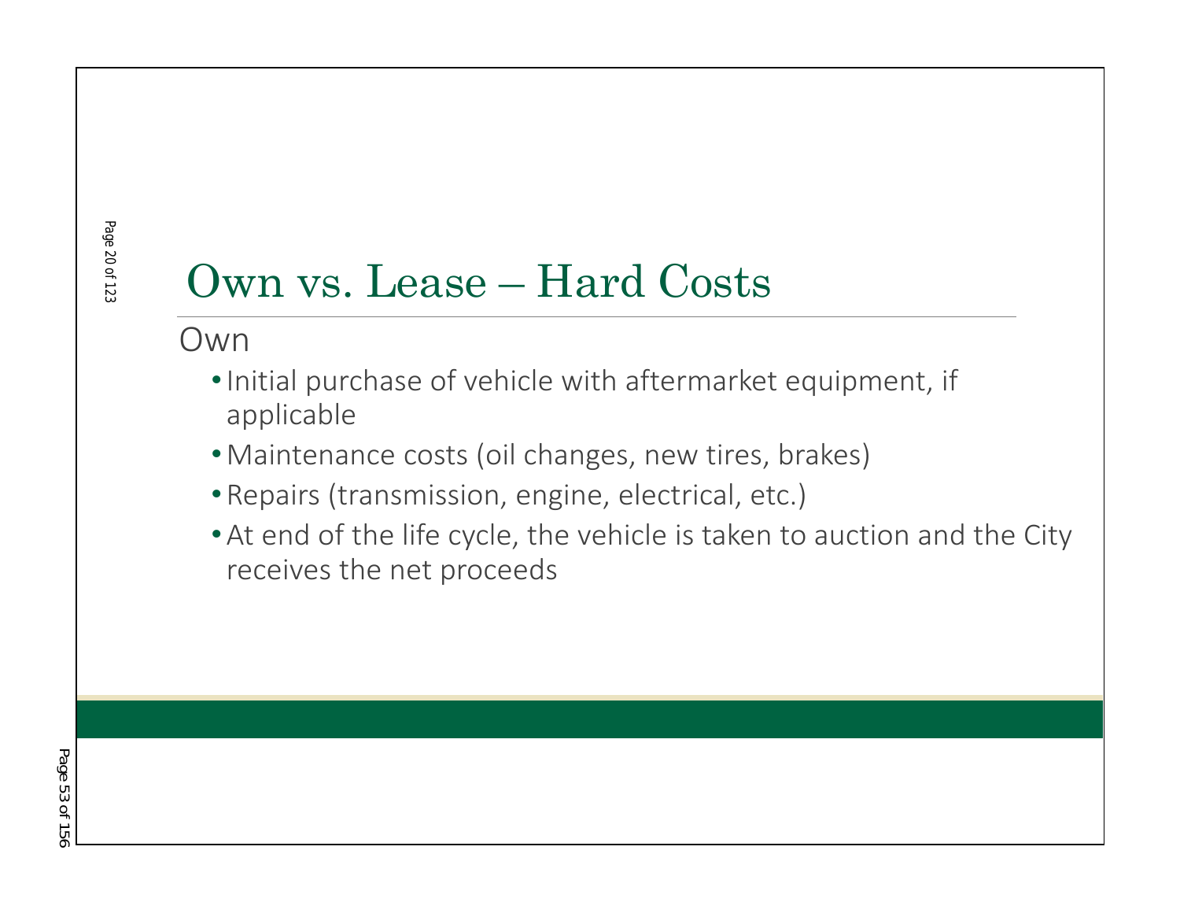# Own vs. Lease – Hard Costs

Own

- Initial purchase of vehicle with aftermarket equipment, if applicable
- Maintenance costs (oil changes, new tires, brakes)
- Repairs (transmission, engine, electrical, etc.)
- At end of the life cycle, the vehicle is taken to auction and the City receives the net proceeds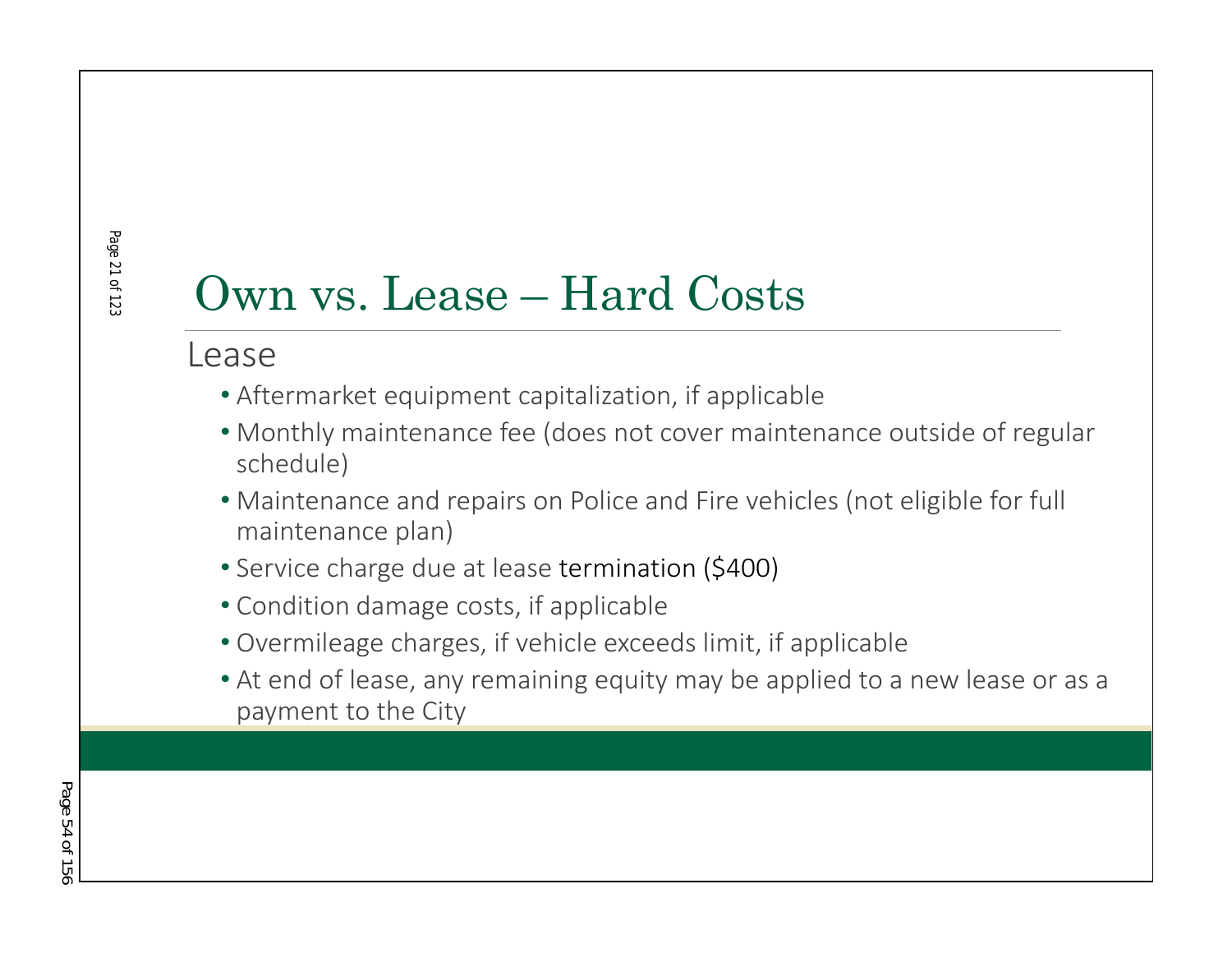# Own vs. Lease – Hard Costs

## Lease

- Aftermarket equipment capitalization, if applicable
- Monthly maintenance fee (does not cover maintenance outside of regular schedule)
- Maintenance and repairs on Police and Fire vehicles (not eligible for full maintenance plan)
- Service charge due at lease termination ($400)
- Condition damage costs, if applicable
- Overmileage charges, if vehicle exceeds limit, if applicable
- At end of lease, any remaining equity may be applied to a new lease or as a payment to the City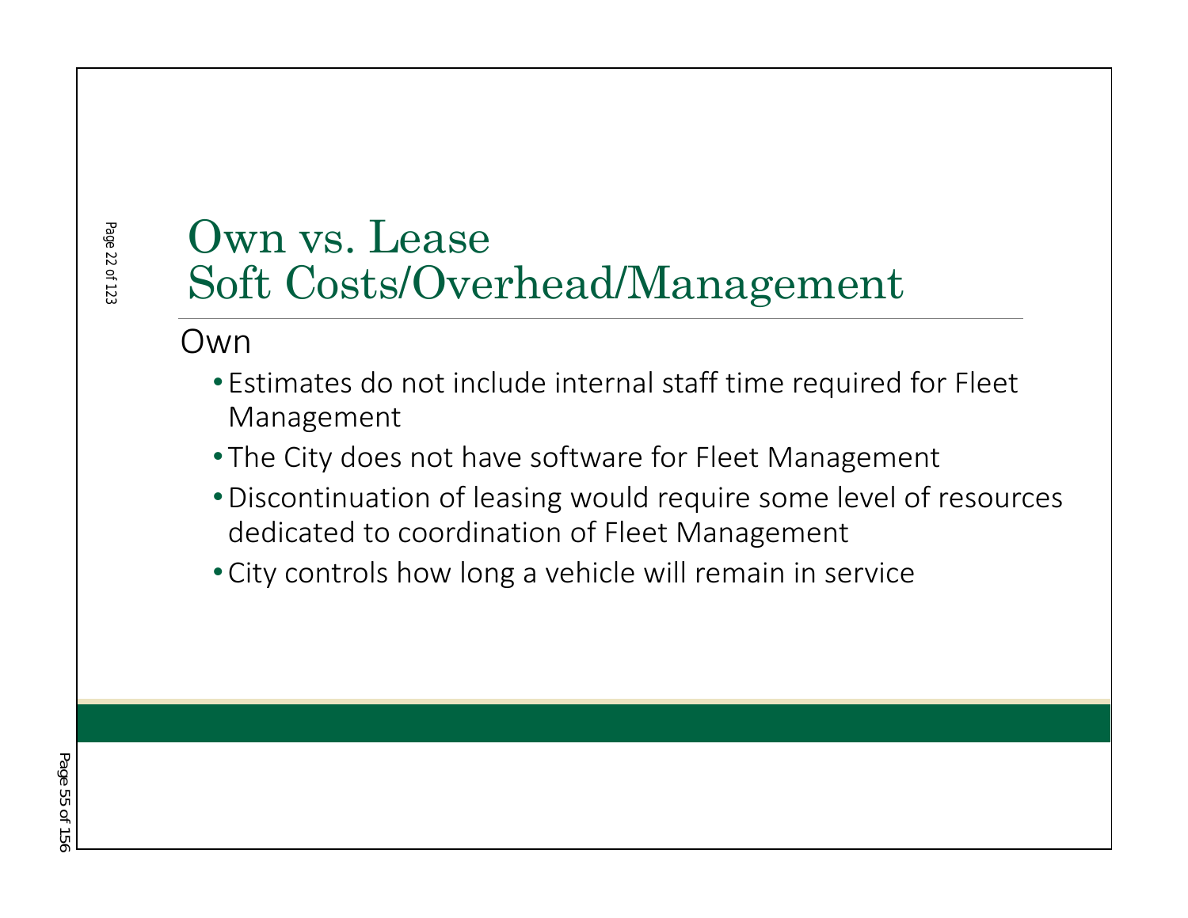# Own vs. Lease
# Soft Costs/Overhead/Management

Own

- Estimates do not include internal staff time required for Fleet Management
- The City does not have software for Fleet Management
- Discontinuation of leasing would require some level of resources dedicated to coordination of Fleet Management
- City controls how long a vehicle will remain in service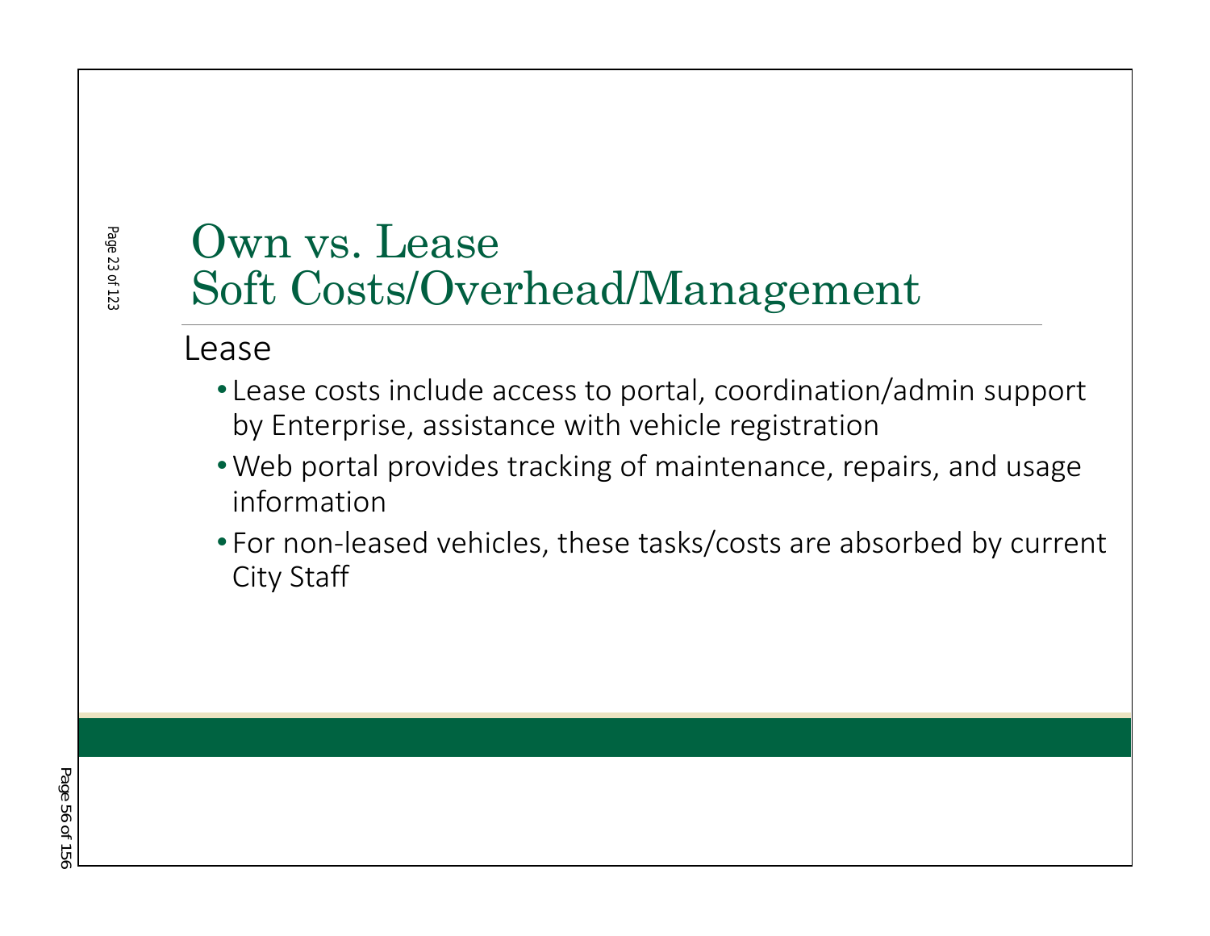# Own vs. Lease
# Soft Costs/Overhead/Management

Lease

- Lease costs include access to portal, coordination/admin support by Enterprise, assistance with vehicle registration
- Web portal provides tracking of maintenance, repairs, and usage information
- For non-leased vehicles, these tasks/costs are absorbed by current City Staff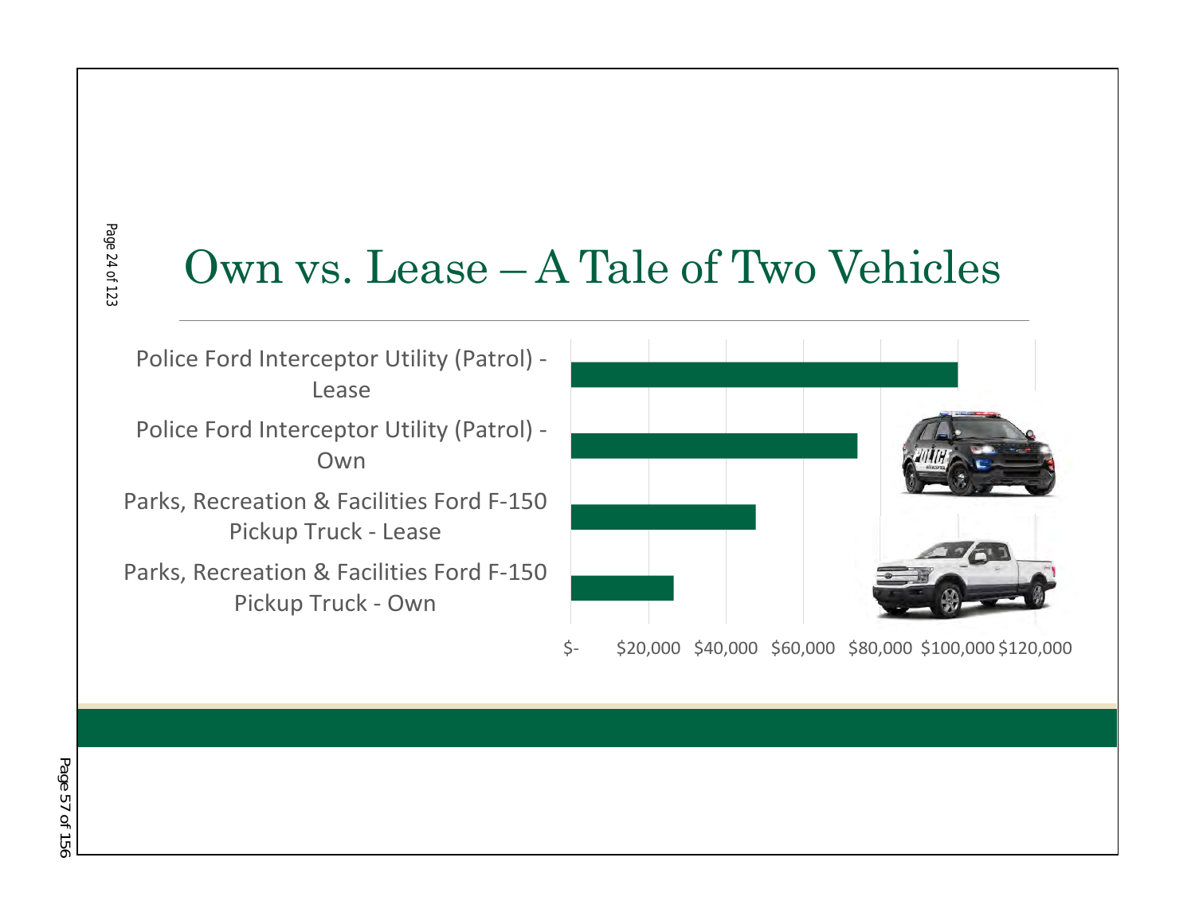# Own vs. Lease – A Tale of Two Vehicles

| Vehicle | Approximate Cost (read from chart) |
| --- | --- |
| Police Ford Interceptor Utility (Patrol) - Lease | ~$100,000 |
| Police Ford Interceptor Utility (Patrol) - Own | ~$74,000 |
| Parks, Recreation & Facilities Ford F-150 Pickup Truck - Lease | ~$48,000 |
| Parks, Recreation & Facilities Ford F-150 Pickup Truck - Own | ~$26,500 |

Axis: $- $20,000 $40,000 $60,000 $80,000 $100,000 $120,000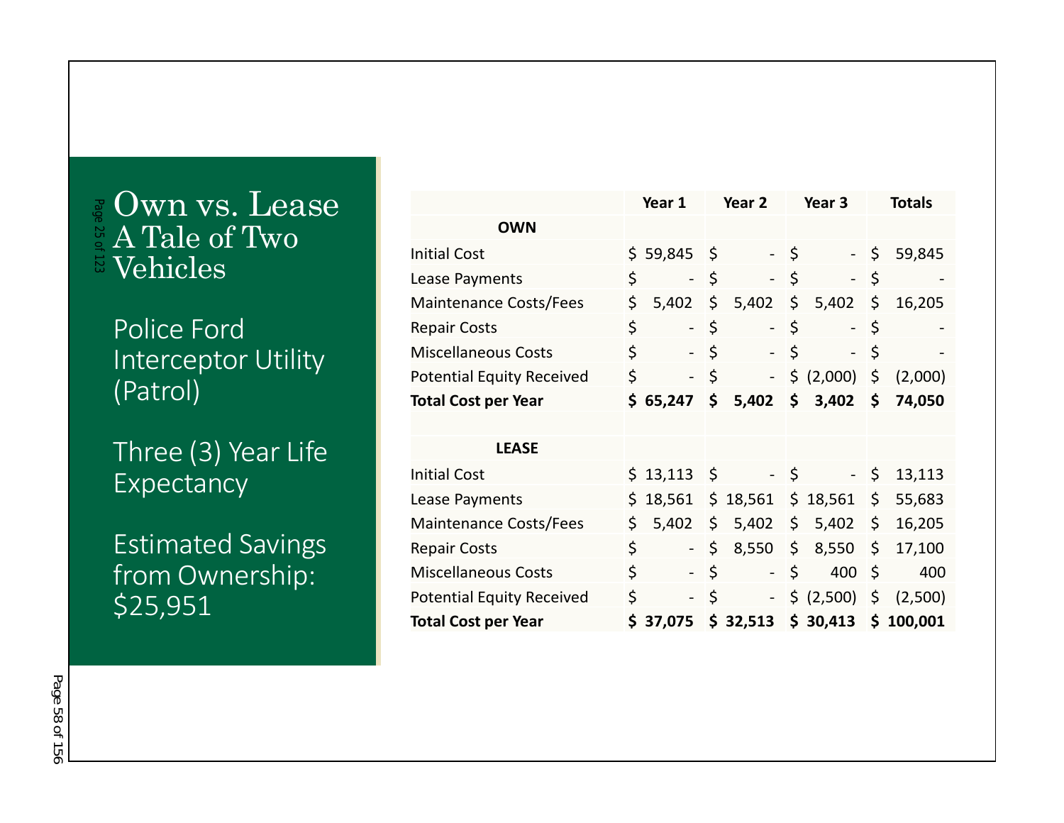# Own vs. Lease A Tale of Two Vehicles

Police Ford Interceptor Utility (Patrol)

Three (3) Year Life Expectancy

Estimated Savings from Ownership: $25,951

| | Year 1 | Year 2 | Year 3 | Totals |
|---|---|---|---|---|
| **OWN** | | | | |
| Initial Cost | $ 59,845 | $ - | $ - | $ 59,845 |
| Lease Payments | $ - | $ - | $ - | $ - |
| Maintenance Costs/Fees | $ 5,402 | $ 5,402 | $ 5,402 | $ 16,205 |
| Repair Costs | $ - | $ - | $ - | $ - |
| Miscellaneous Costs | $ - | $ - | $ - | $ - |
| Potential Equity Received | $ - | $ - | $ (2,000) | $ (2,000) |
| **Total Cost per Year** | **$ 65,247** | **$ 5,402** | **$ 3,402** | **$ 74,050** |
| | | | | |
| **LEASE** | | | | |
| Initial Cost | $ 13,113 | $ - | $ - | $ 13,113 |
| Lease Payments | $ 18,561 | $ 18,561 | $ 18,561 | $ 55,683 |
| Maintenance Costs/Fees | $ 5,402 | $ 5,402 | $ 5,402 | $ 16,205 |
| Repair Costs | $ - | $ 8,550 | $ 8,550 | $ 17,100 |
| Miscellaneous Costs | $ - | $ - | $ 400 | $ 400 |
| Potential Equity Received | $ - | $ - | $ (2,500) | $ (2,500) |
| **Total Cost per Year** | **$ 37,075** | **$ 32,513** | **$ 30,413** | **$ 100,001** |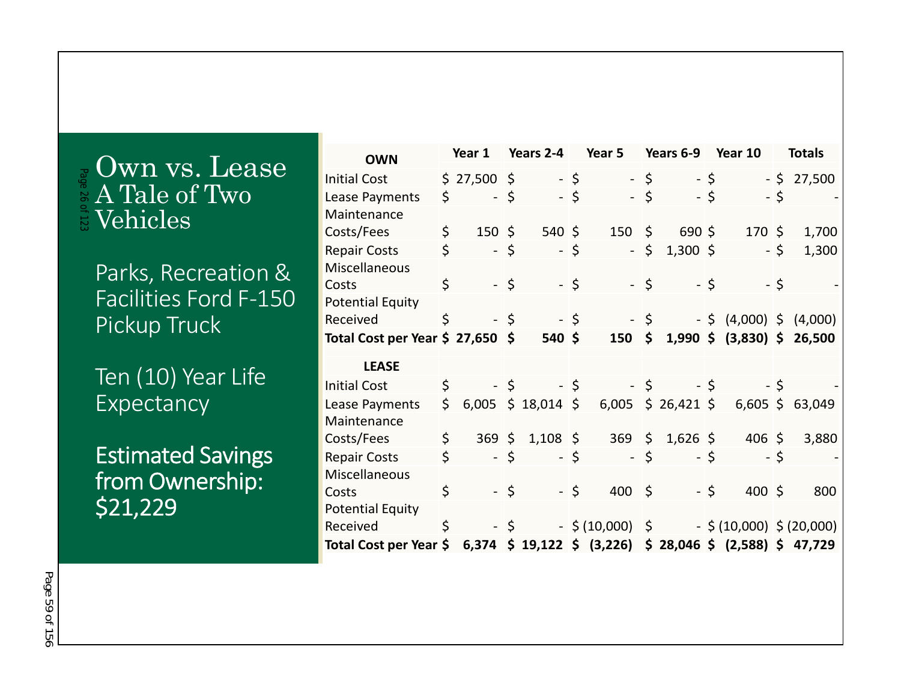# Own vs. Lease A Tale of Two Vehicles

Parks, Recreation & Facilities Ford F-150 Pickup Truck

Ten (10) Year Life Expectancy

Estimated Savings from Ownership: $21,229

| OWN | Year 1 | Years 2-4 | Year 5 | Years 6-9 | Year 10 | Totals |
|---|---|---|---|---|---|---|
| Initial Cost | $ 27,500 | $ - | $ - | $ - | $ - | $ 27,500 |
| Lease Payments | $ - | $ - | $ - | $ - | $ - | $ - |
| Maintenance Costs/Fees | $ 150 | $ 540 | $ 150 | $ 690 | $ 170 | $ 1,700 |
| Repair Costs | $ - | $ - | $ - | $ 1,300 | $ - | $ 1,300 |
| Miscellaneous Costs | $ - | $ - | $ - | $ - | $ - | $ - |
| Potential Equity Received | $ - | $ - | $ - | $ - | $ (4,000) | $ (4,000) |
| **Total Cost per Year** | **$ 27,650** | **$ 540** | **$ 150** | **$ 1,990** | **$ (3,830)** | **$ 26,500** |
| **LEASE** | | | | | | |
| Initial Cost | $ - | $ - | $ - | $ - | $ - | $ - |
| Lease Payments | $ 6,005 | $ 18,014 | $ 6,005 | $ 26,421 | $ 6,605 | $ 63,049 |
| Maintenance Costs/Fees | $ 369 | $ 1,108 | $ 369 | $ 1,626 | $ 406 | $ 3,880 |
| Repair Costs | $ - | $ - | $ - | $ - | $ - | $ - |
| Miscellaneous Costs | $ - | $ - | $ 400 | $ - | $ 400 | $ 800 |
| Potential Equity Received | $ - | $ - | $ (10,000) | $ - | $ (10,000) | $ (20,000) |
| **Total Cost per Year** | **$ 6,374** | **$ 19,122** | **$ (3,226)** | **$ 28,046** | **$ (2,588)** | **$ 47,729** |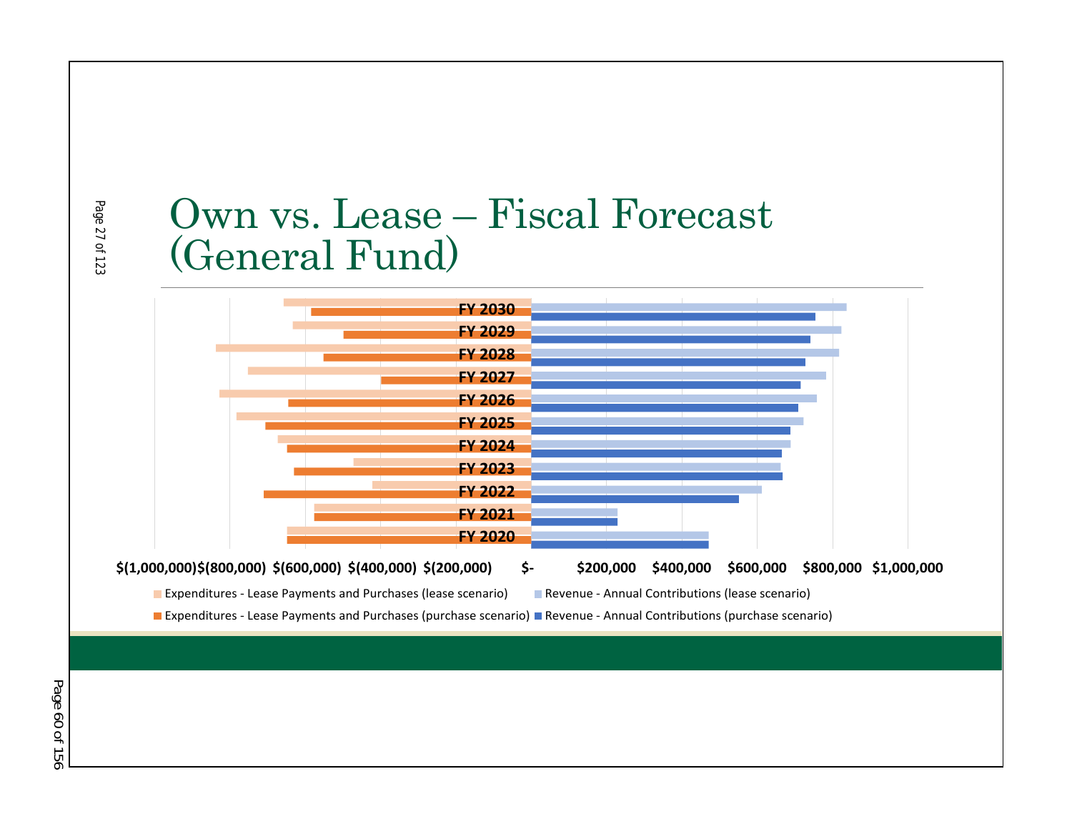# Own vs. Lease – Fiscal Forecast (General Fund)

FY 2030
FY 2029
FY 2028
FY 2027
FY 2026
FY 2025
FY 2024
FY 2023
FY 2022
FY 2021
FY 2020

$(1,000,000) $(800,000) $(600,000) $(400,000) $(200,000) $- $200,000 $400,000 $600,000 $800,000 $1,000,000

- Expenditures - Lease Payments and Purchases (lease scenario)
- Revenue - Annual Contributions (lease scenario)
- Expenditures - Lease Payments and Purchases (purchase scenario)
- Revenue - Annual Contributions (purchase scenario)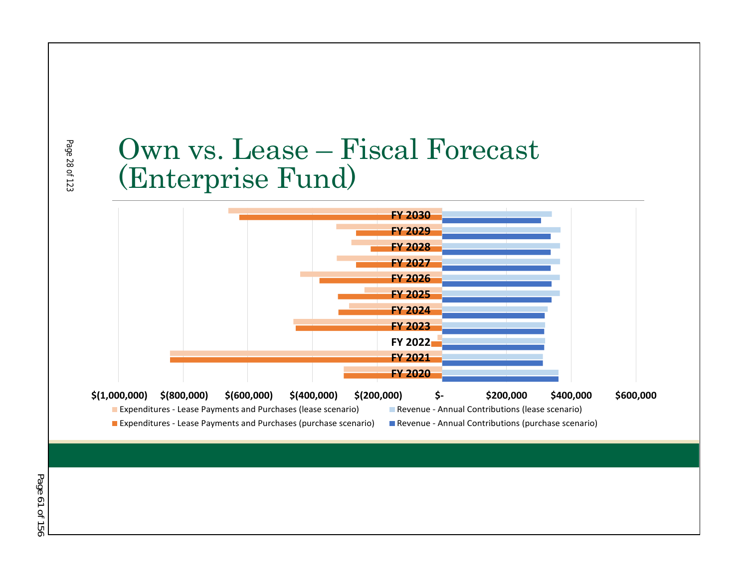# Own vs. Lease – Fiscal Forecast (Enterprise Fund)

FY 2030
FY 2029
FY 2028
FY 2027
FY 2026
FY 2025
FY 2024
FY 2023
FY 2022
FY 2021
FY 2020

$(1,000,000) $(800,000) $(600,000) $(400,000) $(200,000) $- $200,000 $400,000 $600,000

- Expenditures - Lease Payments and Purchases (lease scenario)
- Revenue - Annual Contributions (lease scenario)
- Expenditures - Lease Payments and Purchases (purchase scenario)
- Revenue - Annual Contributions (purchase scenario)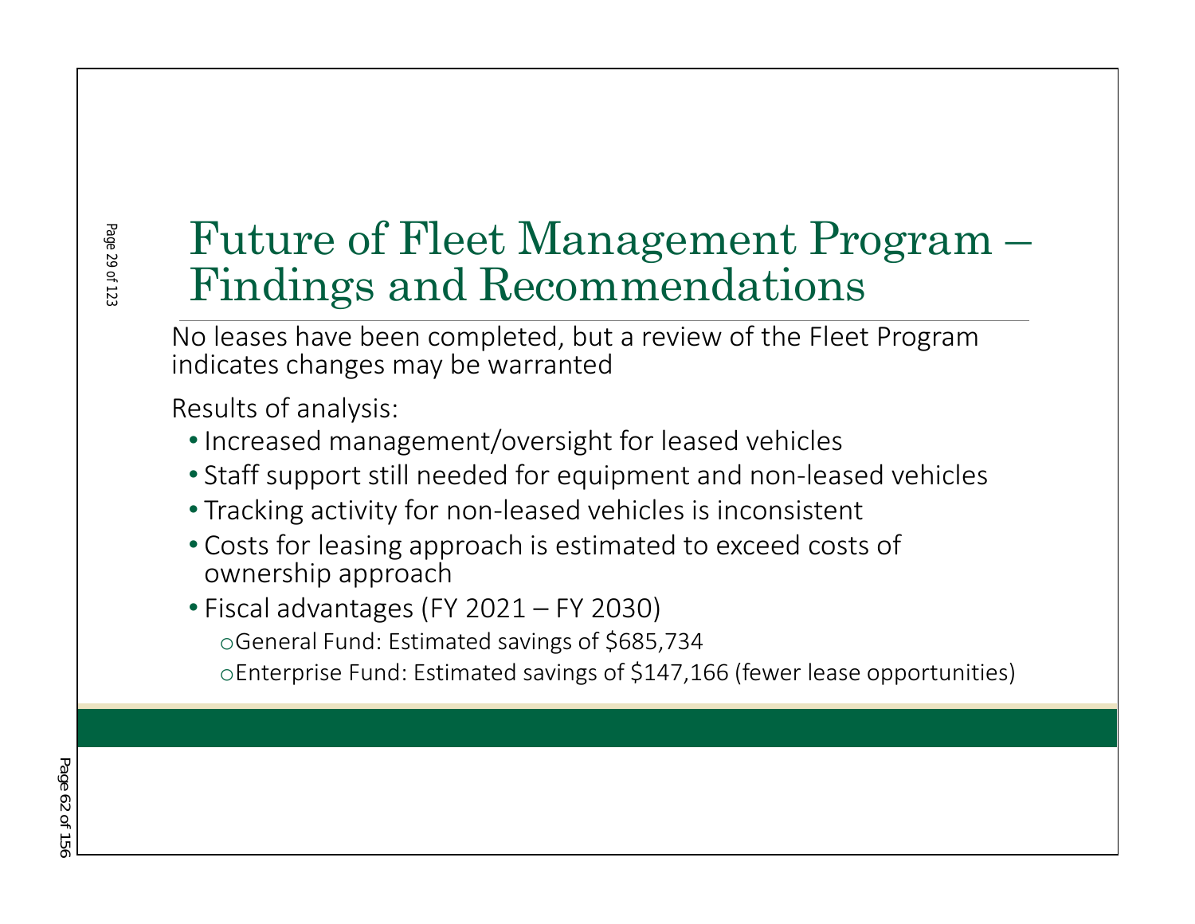# Future of Fleet Management Program – Findings and Recommendations

No leases have been completed, but a review of the Fleet Program indicates changes may be warranted

Results of analysis:

- Increased management/oversight for leased vehicles
- Staff support still needed for equipment and non-leased vehicles
- Tracking activity for non-leased vehicles is inconsistent
- Costs for leasing approach is estimated to exceed costs of ownership approach
- Fiscal advantages (FY 2021 – FY 2030)
  - General Fund: Estimated savings of $685,734
  - Enterprise Fund: Estimated savings of $147,166 (fewer lease opportunities)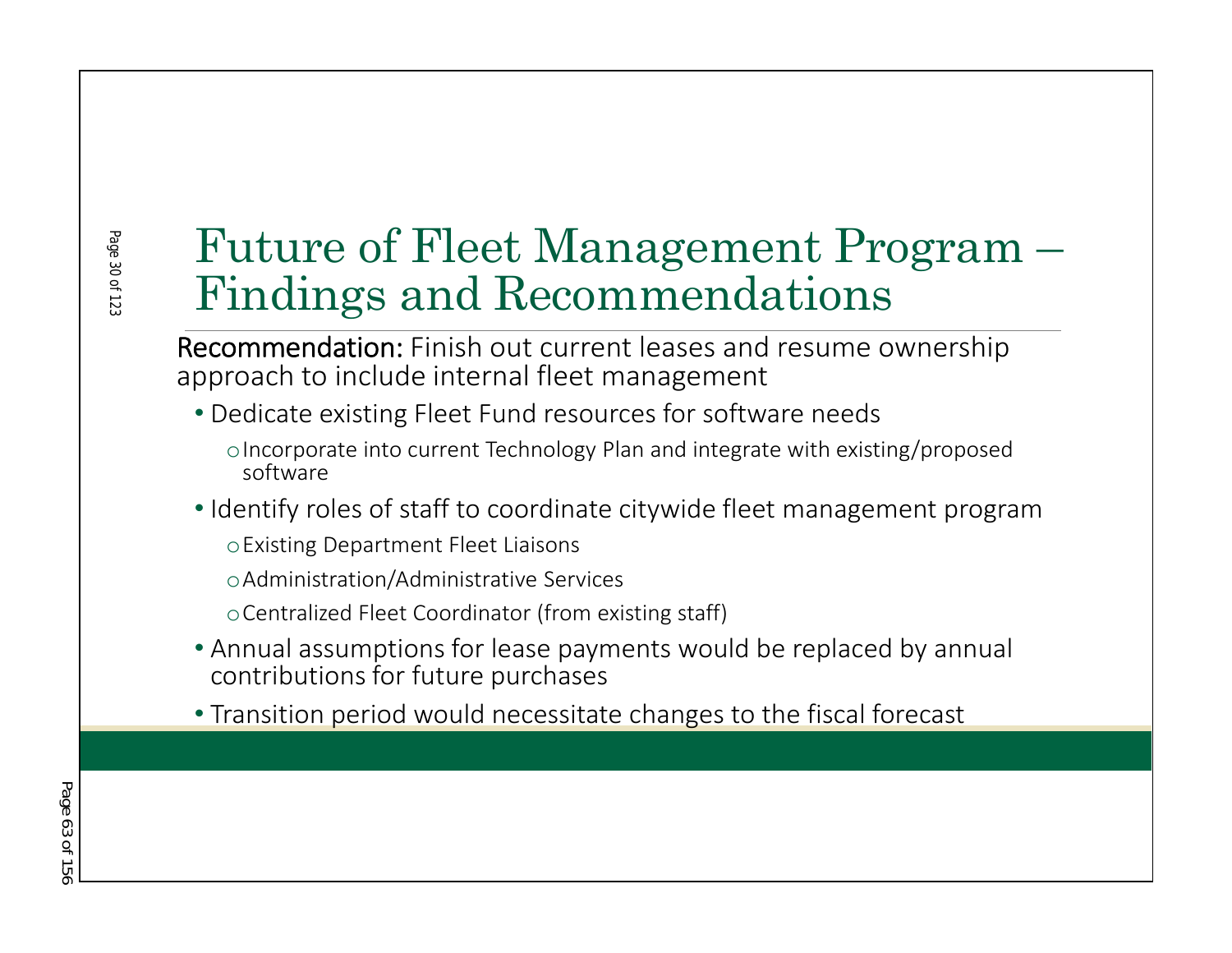# Future of Fleet Management Program – Findings and Recommendations

Recommendation: Finish out current leases and resume ownership approach to include internal fleet management

- Dedicate existing Fleet Fund resources for software needs
  - Incorporate into current Technology Plan and integrate with existing/proposed software
- Identify roles of staff to coordinate citywide fleet management program
  - Existing Department Fleet Liaisons
  - Administration/Administrative Services
  - Centralized Fleet Coordinator (from existing staff)
- Annual assumptions for lease payments would be replaced by annual contributions for future purchases
- Transition period would necessitate changes to the fiscal forecast